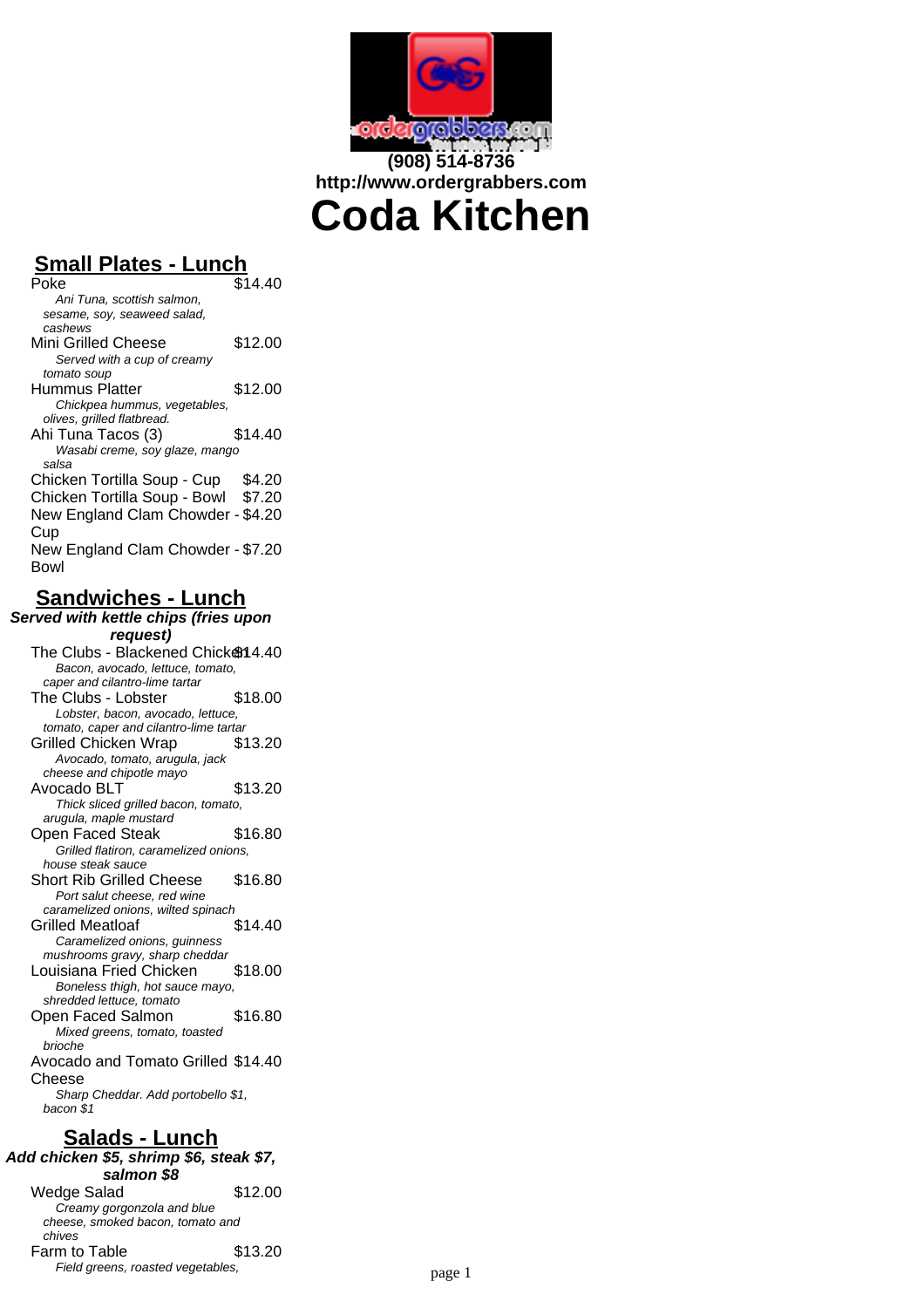(908) 514-8736
http://www.ordergrabbers.com

# Coda Kitchen

## Small Plates - Lunch

Poke $14.40
*Ani Tuna, scottish salmon, sesame, soy, seaweed salad, cashews*

Mini Grilled Cheese $12.00
*Served with a cup of creamy tomato soup*

Hummus Platter $12.00
*Chickpea hummus, vegetables, olives, grilled flatbread.*

Ahi Tuna Tacos (3) $14.40
*Wasabi creme, soy glaze, mango salsa*

Chicken Tortilla Soup - Cup $4.20

Chicken Tortilla Soup - Bowl $7.20

New England Clam Chowder - Cup $4.20

New England Clam Chowder - Bowl $7.20

## Sandwiches - Lunch

**Served with kettle chips (fries upon request)**

The Clubs - Blackened Chicken $14.40
*Bacon, avocado, lettuce, tomato, caper and cilantro-lime tartar*

The Clubs - Lobster $18.00
*Lobster, bacon, avocado, lettuce, tomato, caper and cilantro-lime tartar*

Grilled Chicken Wrap $13.20
*Avocado, tomato, arugula, jack cheese and chipotle mayo*

Avocado BLT $13.20
*Thick sliced grilled bacon, tomato, arugula, maple mustard*

Open Faced Steak $16.80
*Grilled flatiron, caramelized onions, house steak sauce*

Short Rib Grilled Cheese $16.80
*Port salut cheese, red wine caramelized onions, wilted spinach*

Grilled Meatloaf $14.40
*Caramelized onions, guinness mushrooms gravy, sharp cheddar*

Louisiana Fried Chicken $18.00
*Boneless thigh, hot sauce mayo, shredded lettuce, tomato*

Open Faced Salmon $16.80
*Mixed greens, tomato, toasted brioche*

Avocado and Tomato Grilled Cheese $14.40
*Sharp Cheddar. Add portobello $1, bacon $1*

## Salads - Lunch

**Add chicken $5, shrimp $6, steak $7, salmon $8**

Wedge Salad $12.00
*Creamy gorgonzola and blue cheese, smoked bacon, tomato and chives*

Farm to Table $13.20
*Field greens, roasted vegetables,*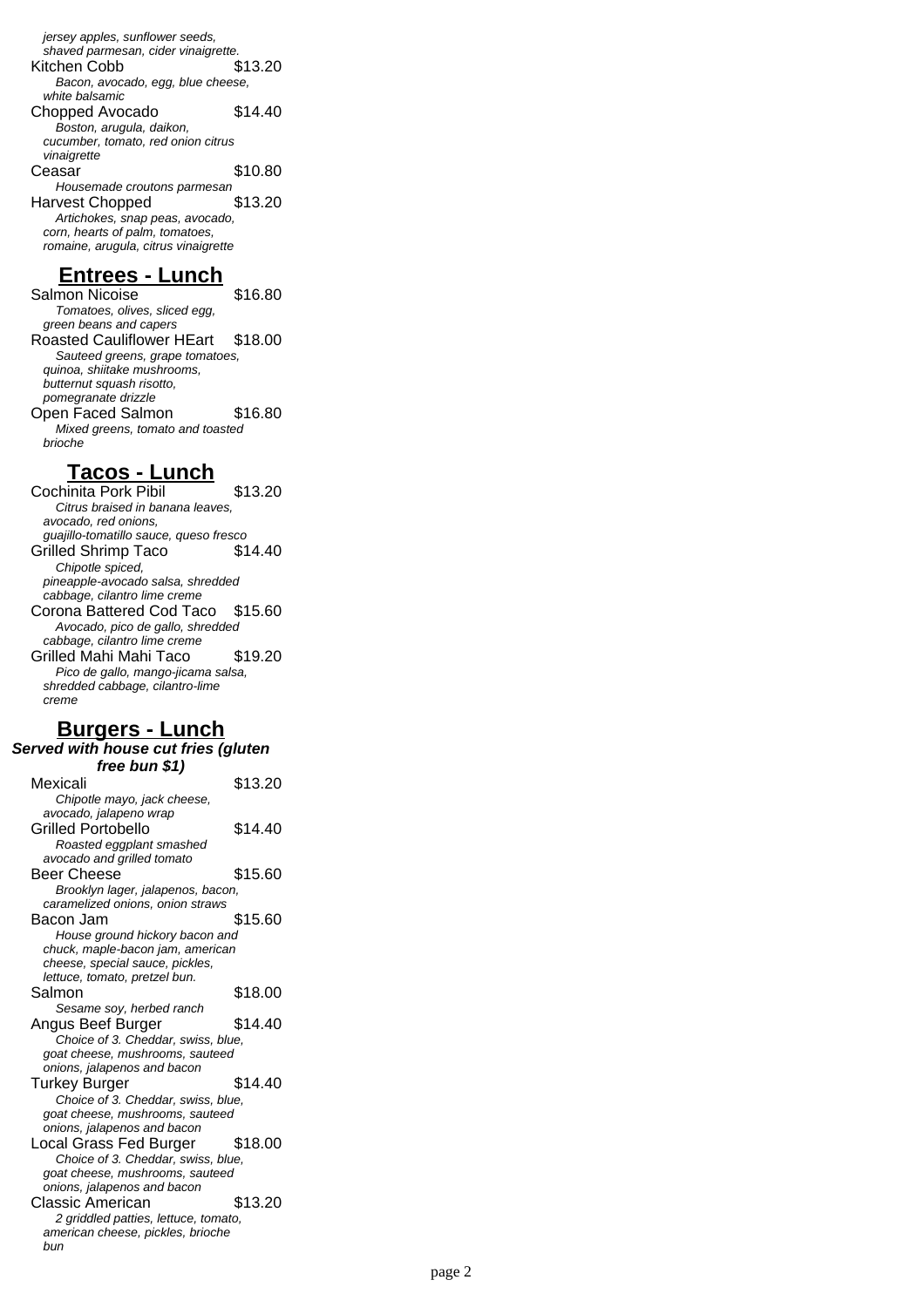*jersey apples, sunflower seeds, shaved parmesan, cider vinaigrette.*

Kitchen Cobb $13.20
*Bacon, avocado, egg, blue cheese, white balsamic*

Chopped Avocado $14.40
*Boston, arugula, daikon, cucumber, tomato, red onion citrus vinaigrette*

Ceasar $10.80
*Housemade croutons parmesan*

Harvest Chopped $13.20
*Artichokes, snap peas, avocado, corn, hearts of palm, tomatoes, romaine, arugula, citrus vinaigrette*

## Entrees - Lunch

Salmon Nicoise $16.80
*Tomatoes, olives, sliced egg, green beans and capers*

Roasted Cauliflower HEart $18.00
*Sauteed greens, grape tomatoes, quinoa, shiitake mushrooms, butternut squash risotto, pomegranate drizzle*

Open Faced Salmon $16.80
*Mixed greens, tomato and toasted brioche*

## Tacos - Lunch

Cochinita Pork Pibil $13.20
*Citrus braised in banana leaves, avocado, red onions, guajillo-tomatillo sauce, queso fresco*

Grilled Shrimp Taco $14.40
*Chipotle spiced, pineapple-avocado salsa, shredded cabbage, cilantro lime creme*

Corona Battered Cod Taco $15.60
*Avocado, pico de gallo, shredded cabbage, cilantro lime creme*

Grilled Mahi Mahi Taco $19.20
*Pico de gallo, mango-jicama salsa, shredded cabbage, cilantro-lime creme*

## Burgers - Lunch

***Served with house cut fries (gluten free bun $1)***

Mexicali $13.20
*Chipotle mayo, jack cheese, avocado, jalapeno wrap*

Grilled Portobello $14.40
*Roasted eggplant smashed avocado and grilled tomato*

Beer Cheese $15.60
*Brooklyn lager, jalapenos, bacon, caramelized onions, onion straws*

Bacon Jam $15.60
*House ground hickory bacon and chuck, maple-bacon jam, american cheese, special sauce, pickles, lettuce, tomato, pretzel bun.*

Salmon $18.00
*Sesame soy, herbed ranch*

Angus Beef Burger $14.40
*Choice of 3. Cheddar, swiss, blue, goat cheese, mushrooms, sauteed onions, jalapenos and bacon*

Turkey Burger $14.40
*Choice of 3. Cheddar, swiss, blue, goat cheese, mushrooms, sauteed onions, jalapenos and bacon*

Local Grass Fed Burger $18.00
*Choice of 3. Cheddar, swiss, blue, goat cheese, mushrooms, sauteed onions, jalapenos and bacon*

Classic American $13.20
*2 griddled patties, lettuce, tomato, american cheese, pickles, brioche bun*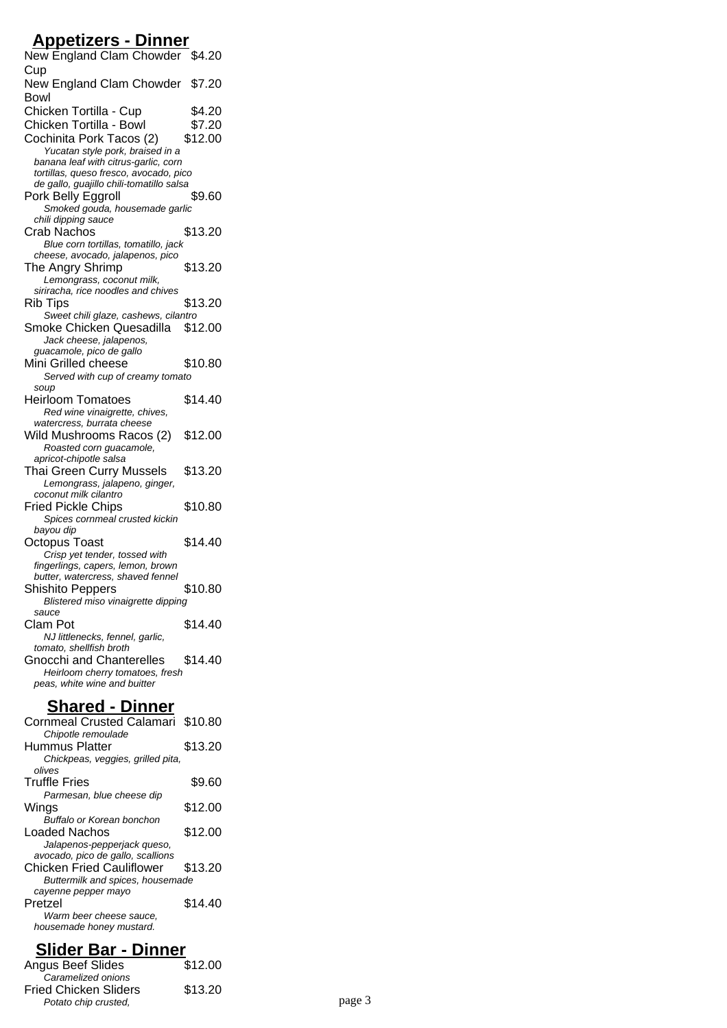## Appetizers - Dinner

New England Clam Chowder Cup $4.20

New England Clam Chowder Bowl $7.20

Chicken Tortilla - Cup $4.20

Chicken Tortilla - Bowl $7.20

Cochinita Pork Tacos (2) $12.00
*Yucatan style pork, braised in a banana leaf with citrus-garlic, corn tortillas, queso fresco, avocado, pico de gallo, guajillo chili-tomatillo salsa*

Pork Belly Eggroll $9.60
*Smoked gouda, housemade garlic chili dipping sauce*

Crab Nachos $13.20
*Blue corn tortillas, tomatillo, jack cheese, avocado, jalapenos, pico*

The Angry Shrimp $13.20
*Lemongrass, coconut milk, siriracha, rice noodles and chives*

Rib Tips $13.20
*Sweet chili glaze, cashews, cilantro*

Smoke Chicken Quesadilla $12.00
*Jack cheese, jalapenos, guacamole, pico de gallo*

Mini Grilled cheese $10.80
*Served with cup of creamy tomato soup*

Heirloom Tomatoes $14.40
*Red wine vinaigrette, chives, watercress, burrata cheese*

Wild Mushrooms Racos (2) $12.00
*Roasted corn guacamole, apricot-chipotle salsa*

Thai Green Curry Mussels $13.20
*Lemongrass, jalapeno, ginger, coconut milk cilantro*

Fried Pickle Chips $10.80
*Spices cornmeal crusted kickin bayou dip*

Octopus Toast $14.40
*Crisp yet tender, tossed with fingerlings, capers, lemon, brown butter, watercress, shaved fennel*

Shishito Peppers $10.80
*Blistered miso vinaigrette dipping sauce*

Clam Pot $14.40
*NJ littlenecks, fennel, garlic, tomato, shellfish broth*

Gnocchi and Chanterelles $14.40
*Heirloom cherry tomatoes, fresh peas, white wine and buitter*

## Shared - Dinner

Cornmeal Crusted Calamari $10.80
*Chipotle remoulade*

Hummus Platter $13.20
*Chickpeas, veggies, grilled pita, olives*

Truffle Fries $9.60
*Parmesan, blue cheese dip*

Wings $12.00
*Buffalo or Korean bonchon*

Loaded Nachos $12.00
*Jalapenos-pepperjack queso, avocado, pico de gallo, scallions*

Chicken Fried Cauliflower $13.20
*Buttermilk and spices, housemade cayenne pepper mayo*

Pretzel $14.40
*Warm beer cheese sauce, housemade honey mustard.*

## Slider Bar - Dinner

Angus Beef Slides $12.00
*Caramelized onions*

Fried Chicken Sliders $13.20
*Potato chip crusted,*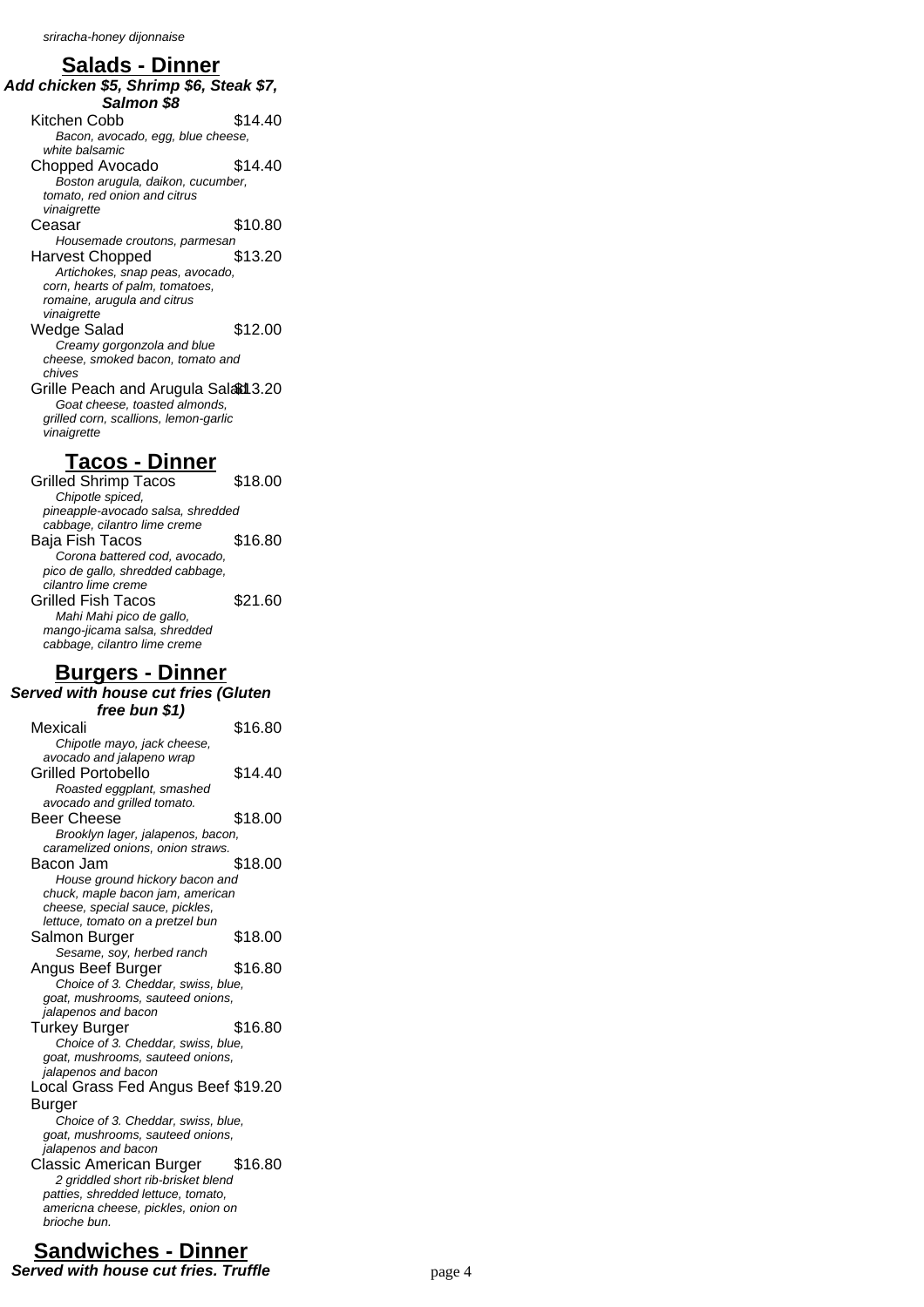*sriracha-honey dijonnaise*

## Salads - Dinner

**Add chicken $5, Shrimp $6, Steak $7, Salmon $8**

Kitchen Cobb $14.40
*Bacon, avocado, egg, blue cheese, white balsamic*

Chopped Avocado $14.40
*Boston arugula, daikon, cucumber, tomato, red onion and citrus vinaigrette*

Ceasar $10.80
*Housemade croutons, parmesan*

Harvest Chopped $13.20
*Artichokes, snap peas, avocado, corn, hearts of palm, tomatoes, romaine, arugula and citrus vinaigrette*

Wedge Salad $12.00
*Creamy gorgonzola and blue cheese, smoked bacon, tomato and chives*

Grille Peach and Arugula Salad $13.20
*Goat cheese, toasted almonds, grilled corn, scallions, lemon-garlic vinaigrette*

## Tacos - Dinner

Grilled Shrimp Tacos $18.00
*Chipotle spiced, pineapple-avocado salsa, shredded cabbage, cilantro lime creme*

Baja Fish Tacos $16.80
*Corona battered cod, avocado, pico de gallo, shredded cabbage, cilantro lime creme*

Grilled Fish Tacos $21.60
*Mahi Mahi pico de gallo, mango-jicama salsa, shredded cabbage, cilantro lime creme*

## Burgers - Dinner

**Served with house cut fries (Gluten free bun $1)**

Mexicali $16.80
*Chipotle mayo, jack cheese, avocado and jalapeno wrap*

Grilled Portobello $14.40
*Roasted eggplant, smashed avocado and grilled tomato.*

Beer Cheese $18.00
*Brooklyn lager, jalapenos, bacon, caramelized onions, onion straws.*

Bacon Jam $18.00
*House ground hickory bacon and chuck, maple bacon jam, american cheese, special sauce, pickles, lettuce, tomato on a pretzel bun*

Salmon Burger $18.00
*Sesame, soy, herbed ranch*

Angus Beef Burger $16.80
*Choice of 3. Cheddar, swiss, blue, goat, mushrooms, sauteed onions, jalapenos and bacon*

Turkey Burger $16.80
*Choice of 3. Cheddar, swiss, blue, goat, mushrooms, sauteed onions, jalapenos and bacon*

Local Grass Fed Angus Beef Burger $19.20
*Choice of 3. Cheddar, swiss, blue, goat, mushrooms, sauteed onions, jalapenos and bacon*

Classic American Burger $16.80
*2 griddled short rib-brisket blend patties, shredded lettuce, tomato, americna cheese, pickles, onion on brioche bun.*

## Sandwiches - Dinner

**Served with house cut fries. Truffle**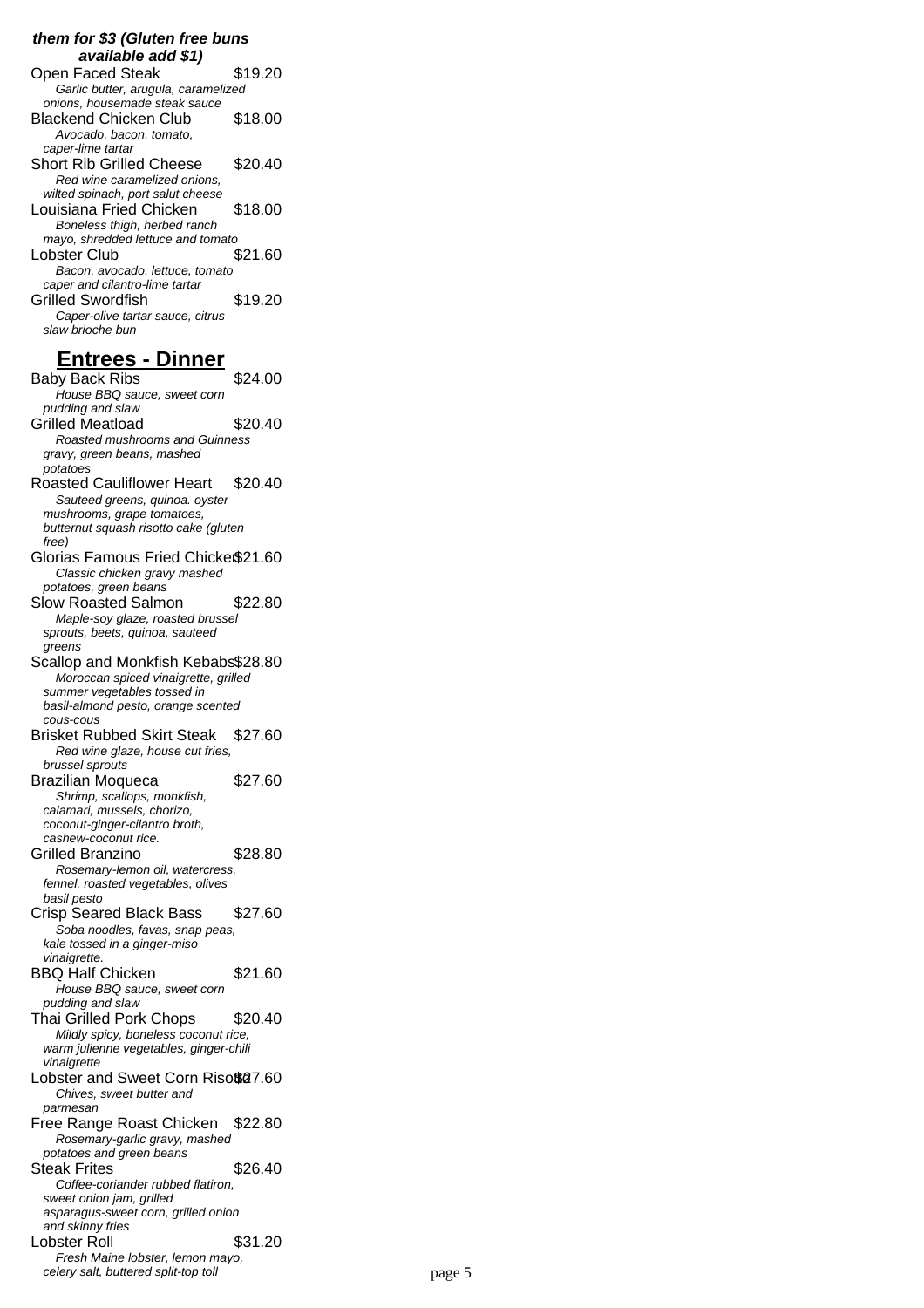***them for $3 (Gluten free buns available add $1)***

Open Faced Steak $19.20
*Garlic butter, arugula, caramelized onions, housemade steak sauce*

Blackend Chicken Club $18.00
*Avocado, bacon, tomato, caper-lime tartar*

Short Rib Grilled Cheese $20.40
*Red wine caramelized onions, wilted spinach, port salut cheese*

Louisiana Fried Chicken $18.00
*Boneless thigh, herbed ranch mayo, shredded lettuce and tomato*

Lobster Club $21.60
*Bacon, avocado, lettuce, tomato caper and cilantro-lime tartar*

Grilled Swordfish $19.20
*Caper-olive tartar sauce, citrus slaw brioche bun*

## Entrees - Dinner

Baby Back Ribs $24.00
*House BBQ sauce, sweet corn pudding and slaw*

Grilled Meatload $20.40
*Roasted mushrooms and Guinness gravy, green beans, mashed potatoes*

Roasted Cauliflower Heart $20.40
*Sauteed greens, quinoa. oyster mushrooms, grape tomatoes, butternut squash risotto cake (gluten free)*

Glorias Famous Fried Chicken $21.60
*Classic chicken gravy mashed potatoes, green beans*

Slow Roasted Salmon $22.80
*Maple-soy glaze, roasted brussel sprouts, beets, quinoa, sauteed greens*

Scallop and Monkfish Kebabs $28.80
*Moroccan spiced vinaigrette, grilled summer vegetables tossed in basil-almond pesto, orange scented cous-cous*

Brisket Rubbed Skirt Steak $27.60
*Red wine glaze, house cut fries, brussel sprouts*

Brazilian Moqueca $27.60
*Shrimp, scallops, monkfish, calamari, mussels, chorizo, coconut-ginger-cilantro broth, cashew-coconut rice.*

Grilled Branzino $28.80
*Rosemary-lemon oil, watercress, fennel, roasted vegetables, olives basil pesto*

Crisp Seared Black Bass $27.60
*Soba noodles, favas, snap peas, kale tossed in a ginger-miso vinaigrette.*

BBQ Half Chicken $21.60
*House BBQ sauce, sweet corn pudding and slaw*

Thai Grilled Pork Chops $20.40
*Mildly spicy, boneless coconut rice, warm julienne vegetables, ginger-chili vinaigrette*

Lobster and Sweet Corn Risotto $27.60
*Chives, sweet butter and parmesan*

Free Range Roast Chicken $22.80
*Rosemary-garlic gravy, mashed potatoes and green beans*

Steak Frites $26.40
*Coffee-coriander rubbed flatiron, sweet onion jam, grilled asparagus-sweet corn, grilled onion and skinny fries*

Lobster Roll $31.20
*Fresh Maine lobster, lemon mayo, celery salt, buttered split-top toll*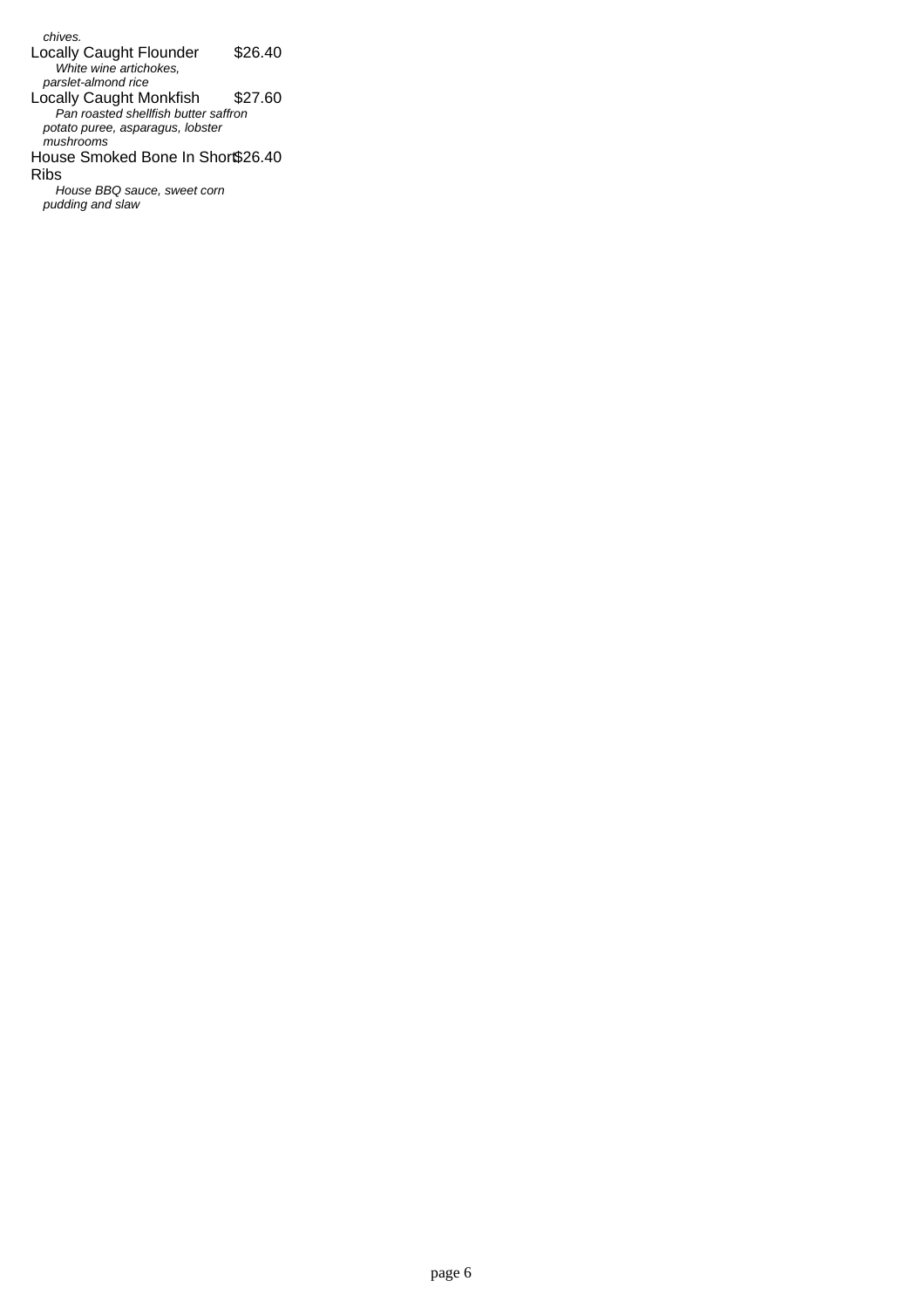*chives.*

Locally Caught Flounder $26.40

*White wine artichokes, parslet-almond rice*

Locally Caught Monkfish $27.60

*Pan roasted shellfish butter saffron potato puree, asparagus, lobster mushrooms*

House Smoked Bone In Short Ribs $26.40

*House BBQ sauce, sweet corn pudding and slaw*